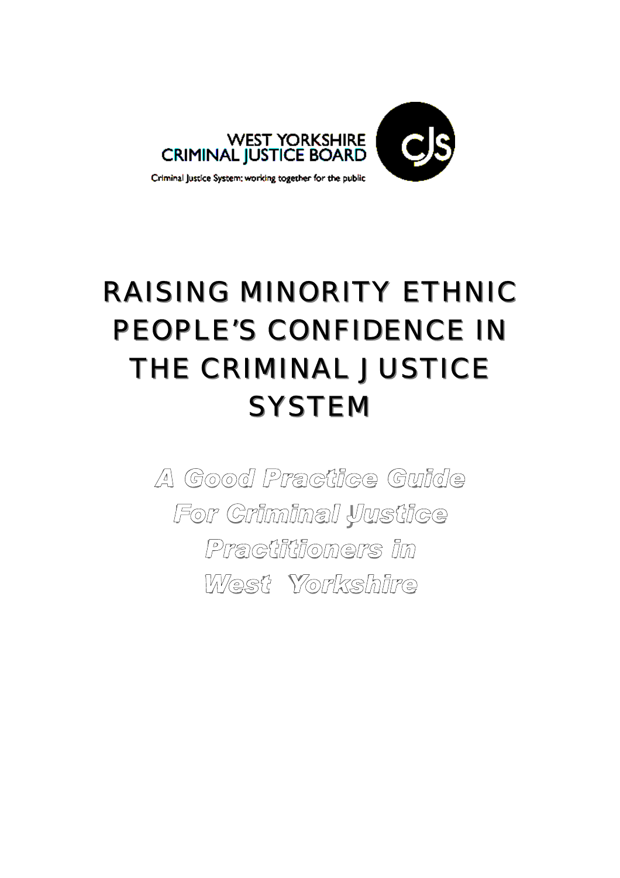WEST YORKSHIRE CRIMINAL JUSTICE BOARD

Criminal Justice System: working together for the public

CJS

# RAISING MINORITY ETHNIC PEOPLE'S CONFIDENCE IN THE CRIMINAL JUSTICE SYSTEM

## *A Good Practice Guide For Criminal Justice Practitioners in West Yorkshire*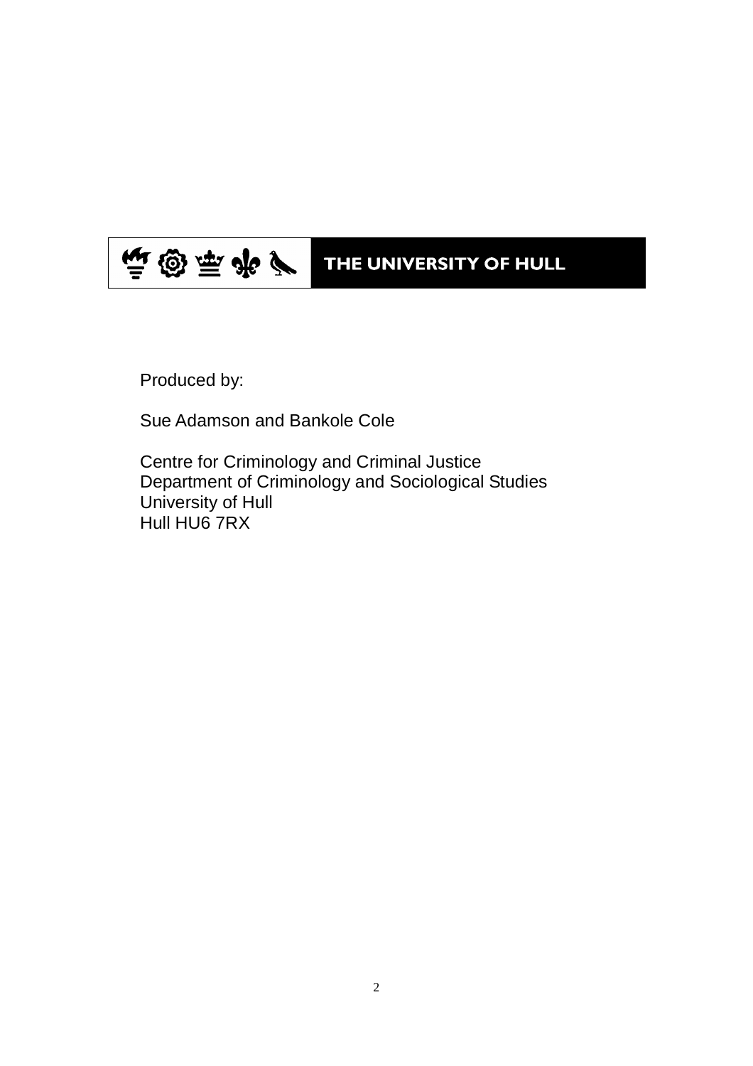THE UNIVERSITY OF HULL

Produced by:

Sue Adamson and Bankole Cole

Centre for Criminology and Criminal Justice
Department of Criminology and Sociological Studies
University of Hull
Hull HU6 7RX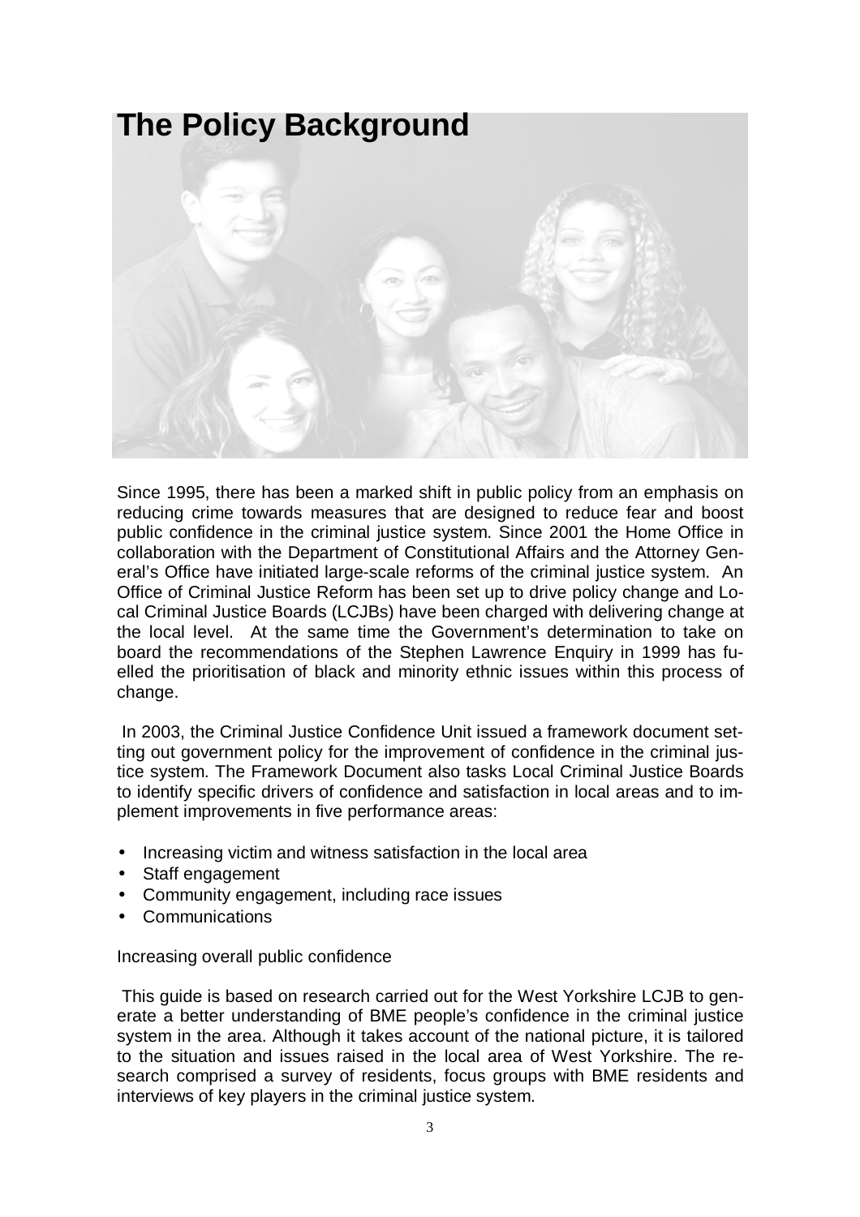# The Policy Background

Since 1995, there has been a marked shift in public policy from an emphasis on reducing crime towards measures that are designed to reduce fear and boost public confidence in the criminal justice system. Since 2001 the Home Office in collaboration with the Department of Constitutional Affairs and the Attorney General's Office have initiated large-scale reforms of the criminal justice system. An Office of Criminal Justice Reform has been set up to drive policy change and Local Criminal Justice Boards (LCJBs) have been charged with delivering change at the local level. At the same time the Government's determination to take on board the recommendations of the Stephen Lawrence Enquiry in 1999 has fuelled the prioritisation of black and minority ethnic issues within this process of change.

In 2003, the Criminal Justice Confidence Unit issued a framework document setting out government policy for the improvement of confidence in the criminal justice system. The Framework Document also tasks Local Criminal Justice Boards to identify specific drivers of confidence and satisfaction in local areas and to implement improvements in five performance areas:

- Increasing victim and witness satisfaction in the local area
- Staff engagement
- Community engagement, including race issues
- Communications

Increasing overall public confidence

This guide is based on research carried out for the West Yorkshire LCJB to generate a better understanding of BME people's confidence in the criminal justice system in the area. Although it takes account of the national picture, it is tailored to the situation and issues raised in the local area of West Yorkshire. The research comprised a survey of residents, focus groups with BME residents and interviews of key players in the criminal justice system.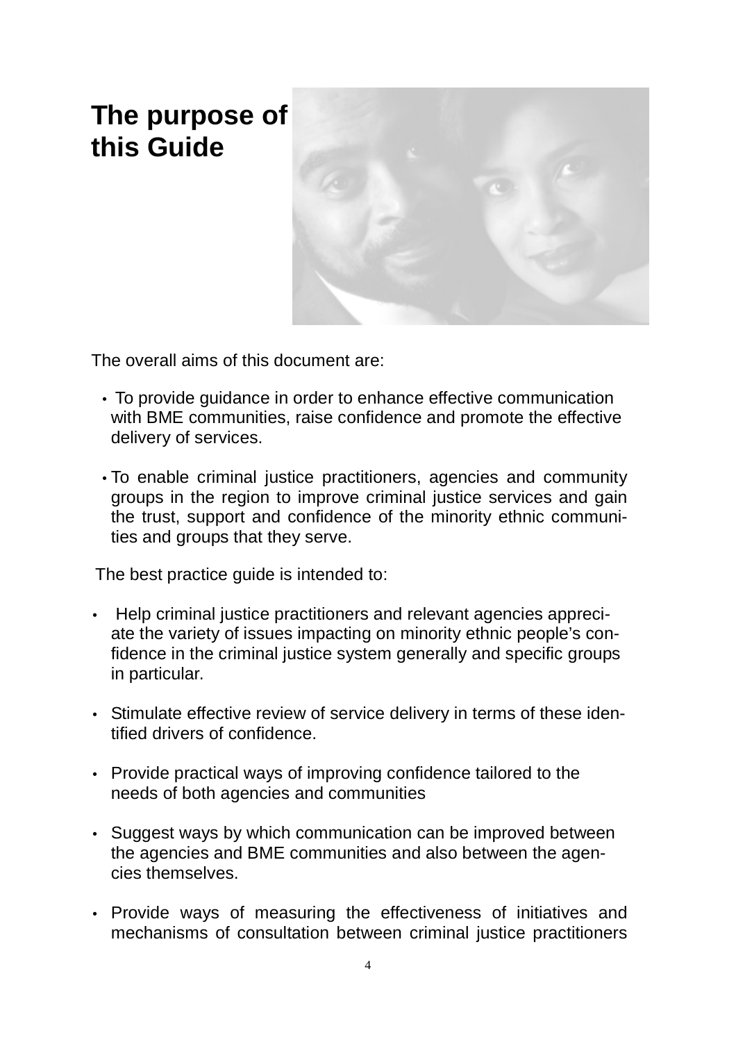# The purpose of this Guide

The overall aims of this document are:

- To provide guidance in order to enhance effective communication with BME communities, raise confidence and promote the effective delivery of services.
- To enable criminal justice practitioners, agencies and community groups in the region to improve criminal justice services and gain the trust, support and confidence of the minority ethnic communities and groups that they serve.

The best practice guide is intended to:

- Help criminal justice practitioners and relevant agencies appreciate the variety of issues impacting on minority ethnic people's confidence in the criminal justice system generally and specific groups in particular.
- Stimulate effective review of service delivery in terms of these identified drivers of confidence.
- Provide practical ways of improving confidence tailored to the needs of both agencies and communities
- Suggest ways by which communication can be improved between the agencies and BME communities and also between the agencies themselves.
- Provide ways of measuring the effectiveness of initiatives and mechanisms of consultation between criminal justice practitioners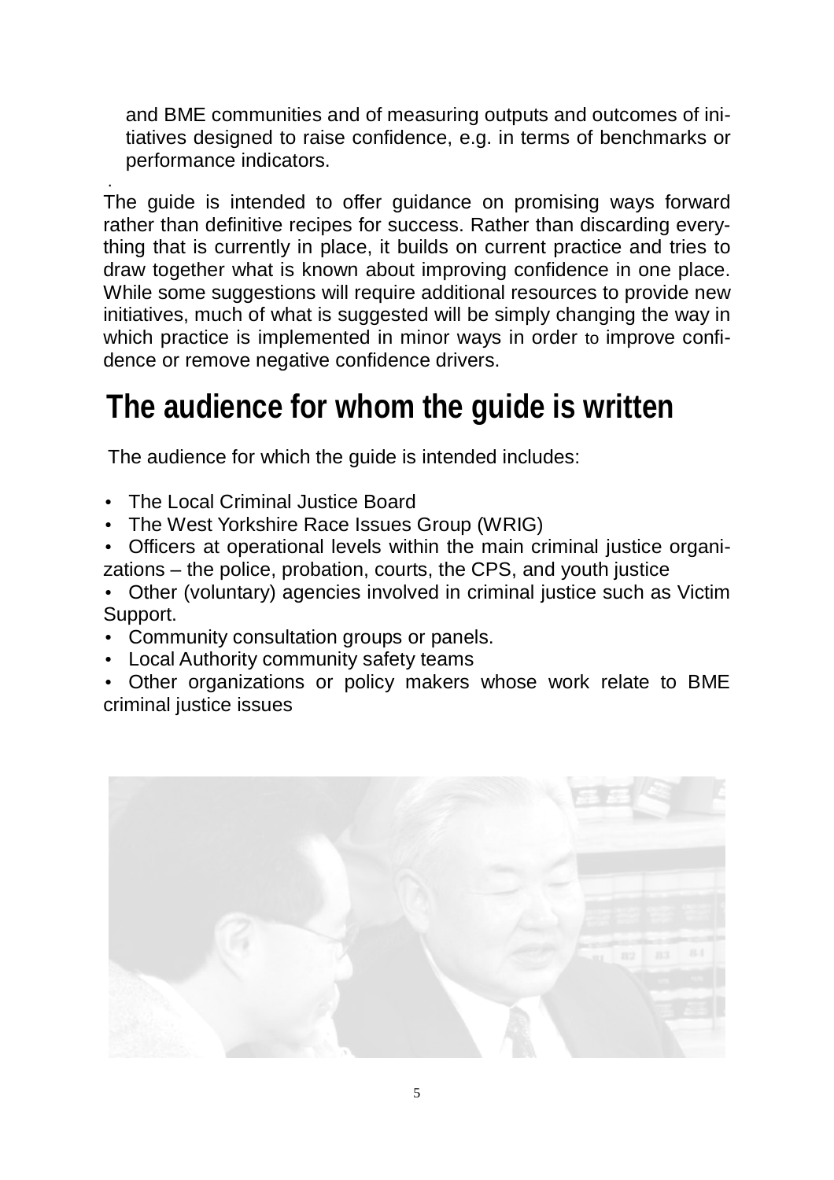and BME communities and of measuring outputs and outcomes of initiatives designed to raise confidence, e.g. in terms of benchmarks or performance indicators.

The guide is intended to offer guidance on promising ways forward rather than definitive recipes for success. Rather than discarding everything that is currently in place, it builds on current practice and tries to draw together what is known about improving confidence in one place. While some suggestions will require additional resources to provide new initiatives, much of what is suggested will be simply changing the way in which practice is implemented in minor ways in order to improve confidence or remove negative confidence drivers.

## The audience for whom the guide is written

The audience for which the guide is intended includes:

- The Local Criminal Justice Board
- The West Yorkshire Race Issues Group (WRIG)
- Officers at operational levels within the main criminal justice organizations – the police, probation, courts, the CPS, and youth justice
- Other (voluntary) agencies involved in criminal justice such as Victim Support.
- Community consultation groups or panels.
- Local Authority community safety teams
- Other organizations or policy makers whose work relate to BME criminal justice issues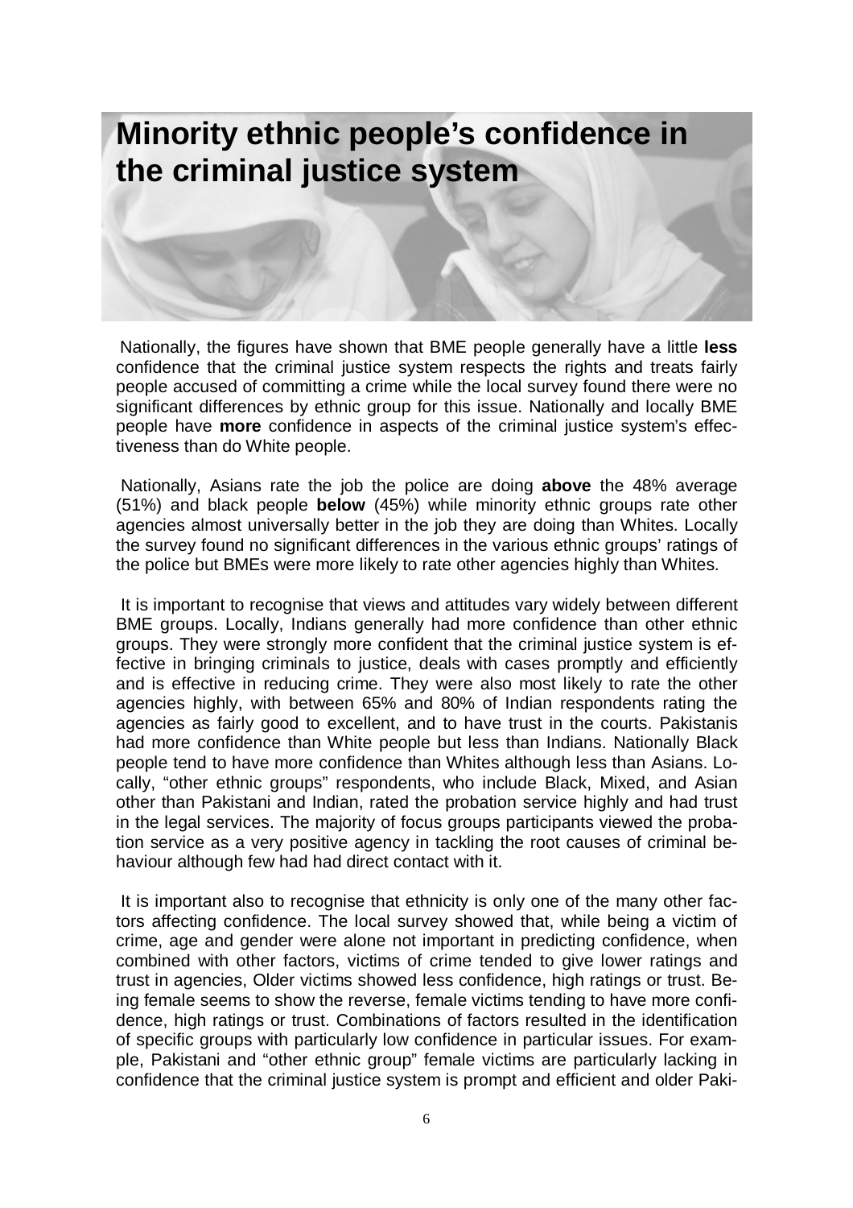# Minority ethnic people's confidence in the criminal justice system

Nationally, the figures have shown that BME people generally have a little **less** confidence that the criminal justice system respects the rights and treats fairly people accused of committing a crime while the local survey found there were no significant differences by ethnic group for this issue. Nationally and locally BME people have **more** confidence in aspects of the criminal justice system's effectiveness than do White people.

Nationally, Asians rate the job the police are doing **above** the 48% average (51%) and black people **below** (45%) while minority ethnic groups rate other agencies almost universally better in the job they are doing than Whites. Locally the survey found no significant differences in the various ethnic groups' ratings of the police but BMEs were more likely to rate other agencies highly than Whites.

It is important to recognise that views and attitudes vary widely between different BME groups. Locally, Indians generally had more confidence than other ethnic groups. They were strongly more confident that the criminal justice system is effective in bringing criminals to justice, deals with cases promptly and efficiently and is effective in reducing crime. They were also most likely to rate the other agencies highly, with between 65% and 80% of Indian respondents rating the agencies as fairly good to excellent, and to have trust in the courts. Pakistanis had more confidence than White people but less than Indians. Nationally Black people tend to have more confidence than Whites although less than Asians. Locally, "other ethnic groups" respondents, who include Black, Mixed, and Asian other than Pakistani and Indian, rated the probation service highly and had trust in the legal services. The majority of focus groups participants viewed the probation service as a very positive agency in tackling the root causes of criminal behaviour although few had had direct contact with it.

It is important also to recognise that ethnicity is only one of the many other factors affecting confidence. The local survey showed that, while being a victim of crime, age and gender were alone not important in predicting confidence, when combined with other factors, victims of crime tended to give lower ratings and trust in agencies, Older victims showed less confidence, high ratings or trust. Being female seems to show the reverse, female victims tending to have more confidence, high ratings or trust. Combinations of factors resulted in the identification of specific groups with particularly low confidence in particular issues. For example, Pakistani and "other ethnic group" female victims are particularly lacking in confidence that the criminal justice system is prompt and efficient and older Paki-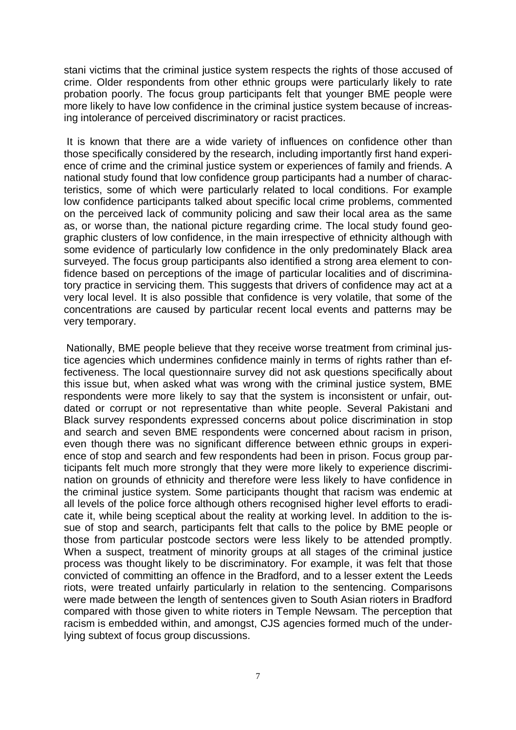stani victims that the criminal justice system respects the rights of those accused of crime. Older respondents from other ethnic groups were particularly likely to rate probation poorly. The focus group participants felt that younger BME people were more likely to have low confidence in the criminal justice system because of increasing intolerance of perceived discriminatory or racist practices.

It is known that there are a wide variety of influences on confidence other than those specifically considered by the research, including importantly first hand experience of crime and the criminal justice system or experiences of family and friends. A national study found that low confidence group participants had a number of characteristics, some of which were particularly related to local conditions. For example low confidence participants talked about specific local crime problems, commented on the perceived lack of community policing and saw their local area as the same as, or worse than, the national picture regarding crime. The local study found geographic clusters of low confidence, in the main irrespective of ethnicity although with some evidence of particularly low confidence in the only predominately Black area surveyed. The focus group participants also identified a strong area element to confidence based on perceptions of the image of particular localities and of discriminatory practice in servicing them. This suggests that drivers of confidence may act at a very local level. It is also possible that confidence is very volatile, that some of the concentrations are caused by particular recent local events and patterns may be very temporary.

Nationally, BME people believe that they receive worse treatment from criminal justice agencies which undermines confidence mainly in terms of rights rather than effectiveness. The local questionnaire survey did not ask questions specifically about this issue but, when asked what was wrong with the criminal justice system, BME respondents were more likely to say that the system is inconsistent or unfair, outdated or corrupt or not representative than white people. Several Pakistani and Black survey respondents expressed concerns about police discrimination in stop and search and seven BME respondents were concerned about racism in prison, even though there was no significant difference between ethnic groups in experience of stop and search and few respondents had been in prison. Focus group participants felt much more strongly that they were more likely to experience discrimination on grounds of ethnicity and therefore were less likely to have confidence in the criminal justice system. Some participants thought that racism was endemic at all levels of the police force although others recognised higher level efforts to eradicate it, while being sceptical about the reality at working level. In addition to the issue of stop and search, participants felt that calls to the police by BME people or those from particular postcode sectors were less likely to be attended promptly. When a suspect, treatment of minority groups at all stages of the criminal justice process was thought likely to be discriminatory. For example, it was felt that those convicted of committing an offence in the Bradford, and to a lesser extent the Leeds riots, were treated unfairly particularly in relation to the sentencing. Comparisons were made between the length of sentences given to South Asian rioters in Bradford compared with those given to white rioters in Temple Newsam. The perception that racism is embedded within, and amongst, CJS agencies formed much of the underlying subtext of focus group discussions.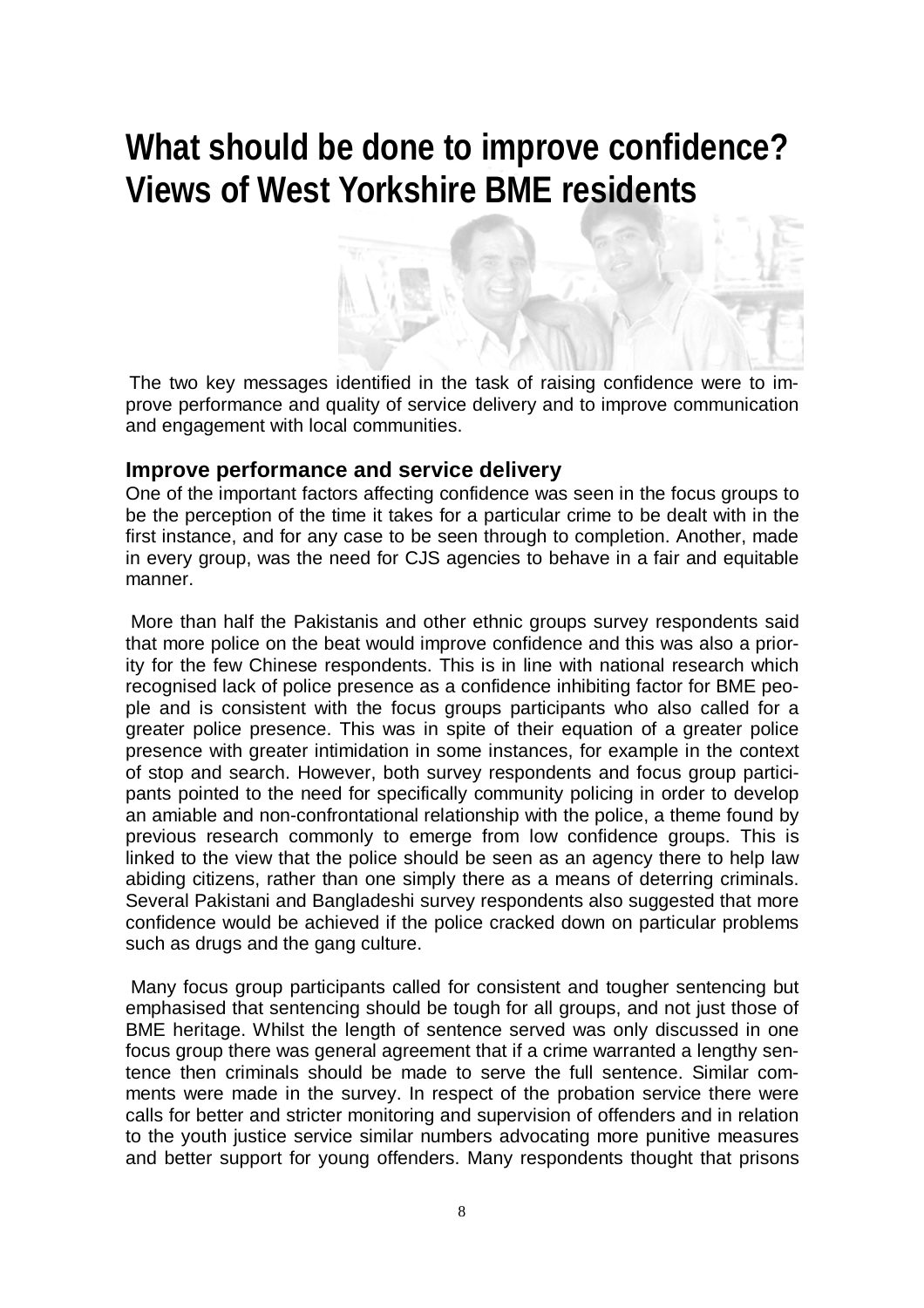# What should be done to improve confidence? Views of West Yorkshire BME residents

The two key messages identified in the task of raising confidence were to improve performance and quality of service delivery and to improve communication and engagement with local communities.

## Improve performance and service delivery

One of the important factors affecting confidence was seen in the focus groups to be the perception of the time it takes for a particular crime to be dealt with in the first instance, and for any case to be seen through to completion. Another, made in every group, was the need for CJS agencies to behave in a fair and equitable manner.

More than half the Pakistanis and other ethnic groups survey respondents said that more police on the beat would improve confidence and this was also a priority for the few Chinese respondents. This is in line with national research which recognised lack of police presence as a confidence inhibiting factor for BME people and is consistent with the focus groups participants who also called for a greater police presence. This was in spite of their equation of a greater police presence with greater intimidation in some instances, for example in the context of stop and search. However, both survey respondents and focus group participants pointed to the need for specifically community policing in order to develop an amiable and non-confrontational relationship with the police, a theme found by previous research commonly to emerge from low confidence groups. This is linked to the view that the police should be seen as an agency there to help law abiding citizens, rather than one simply there as a means of deterring criminals. Several Pakistani and Bangladeshi survey respondents also suggested that more confidence would be achieved if the police cracked down on particular problems such as drugs and the gang culture.

Many focus group participants called for consistent and tougher sentencing but emphasised that sentencing should be tough for all groups, and not just those of BME heritage. Whilst the length of sentence served was only discussed in one focus group there was general agreement that if a crime warranted a lengthy sentence then criminals should be made to serve the full sentence. Similar comments were made in the survey. In respect of the probation service there were calls for better and stricter monitoring and supervision of offenders and in relation to the youth justice service similar numbers advocating more punitive measures and better support for young offenders. Many respondents thought that prisons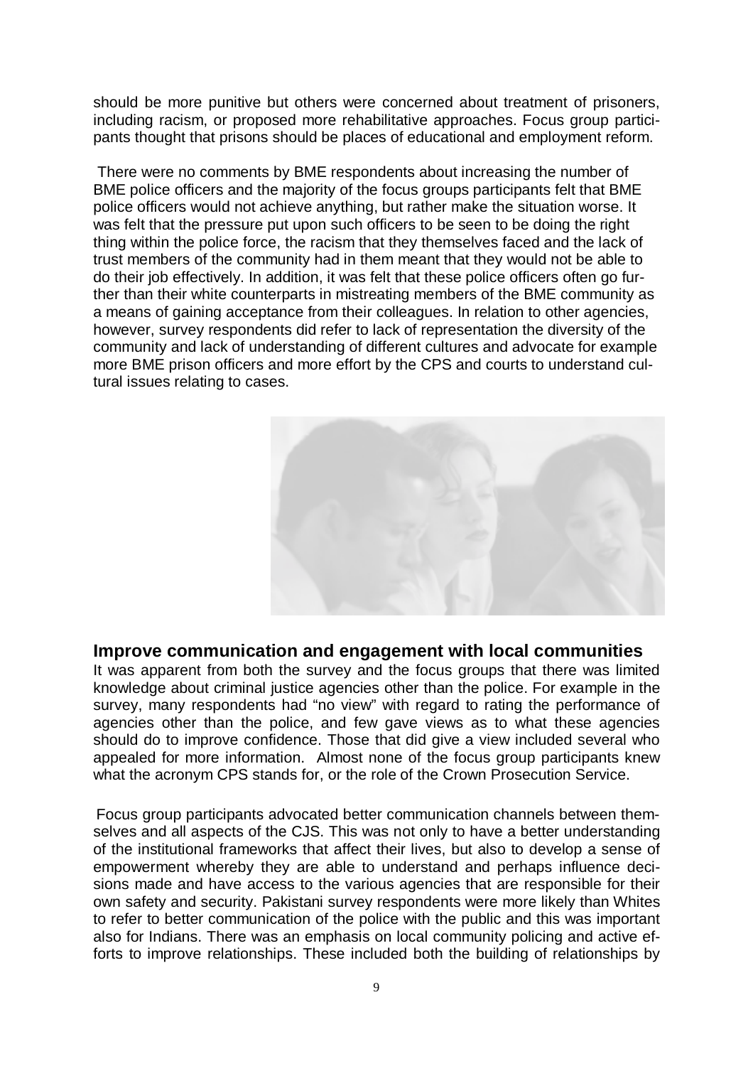should be more punitive but others were concerned about treatment of prisoners, including racism, or proposed more rehabilitative approaches. Focus group participants thought that prisons should be places of educational and employment reform.

There were no comments by BME respondents about increasing the number of BME police officers and the majority of the focus groups participants felt that BME police officers would not achieve anything, but rather make the situation worse. It was felt that the pressure put upon such officers to be seen to be doing the right thing within the police force, the racism that they themselves faced and the lack of trust members of the community had in them meant that they would not be able to do their job effectively. In addition, it was felt that these police officers often go further than their white counterparts in mistreating members of the BME community as a means of gaining acceptance from their colleagues. In relation to other agencies, however, survey respondents did refer to lack of representation the diversity of the community and lack of understanding of different cultures and advocate for example more BME prison officers and more effort by the CPS and courts to understand cultural issues relating to cases.

## Improve communication and engagement with local communities

It was apparent from both the survey and the focus groups that there was limited knowledge about criminal justice agencies other than the police. For example in the survey, many respondents had "no view" with regard to rating the performance of agencies other than the police, and few gave views as to what these agencies should do to improve confidence. Those that did give a view included several who appealed for more information. Almost none of the focus group participants knew what the acronym CPS stands for, or the role of the Crown Prosecution Service.

Focus group participants advocated better communication channels between themselves and all aspects of the CJS. This was not only to have a better understanding of the institutional frameworks that affect their lives, but also to develop a sense of empowerment whereby they are able to understand and perhaps influence decisions made and have access to the various agencies that are responsible for their own safety and security. Pakistani survey respondents were more likely than Whites to refer to better communication of the police with the public and this was important also for Indians. There was an emphasis on local community policing and active efforts to improve relationships. These included both the building of relationships by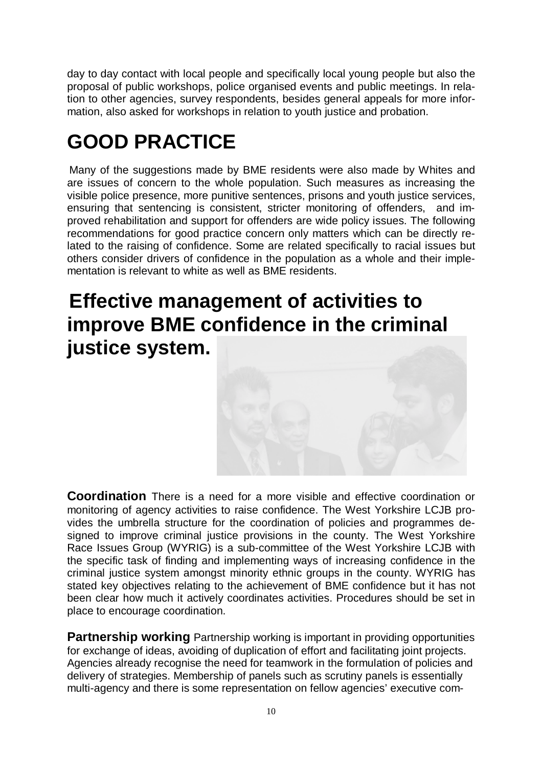day to day contact with local people and specifically local young people but also the proposal of public workshops, police organised events and public meetings. In relation to other agencies, survey respondents, besides general appeals for more information, also asked for workshops in relation to youth justice and probation.

# GOOD PRACTICE

Many of the suggestions made by BME residents were also made by Whites and are issues of concern to the whole population. Such measures as increasing the visible police presence, more punitive sentences, prisons and youth justice services, ensuring that sentencing is consistent, stricter monitoring of offenders, and improved rehabilitation and support for offenders are wide policy issues. The following recommendations for good practice concern only matters which can be directly related to the raising of confidence. Some are related specifically to racial issues but others consider drivers of confidence in the population as a whole and their implementation is relevant to white as well as BME residents.

## Effective management of activities to improve BME confidence in the criminal justice system.

**Coordination** There is a need for a more visible and effective coordination or monitoring of agency activities to raise confidence. The West Yorkshire LCJB provides the umbrella structure for the coordination of policies and programmes designed to improve criminal justice provisions in the county. The West Yorkshire Race Issues Group (WYRIG) is a sub-committee of the West Yorkshire LCJB with the specific task of finding and implementing ways of increasing confidence in the criminal justice system amongst minority ethnic groups in the county. WYRIG has stated key objectives relating to the achievement of BME confidence but it has not been clear how much it actively coordinates activities. Procedures should be set in place to encourage coordination.

**Partnership working** Partnership working is important in providing opportunities for exchange of ideas, avoiding of duplication of effort and facilitating joint projects. Agencies already recognise the need for teamwork in the formulation of policies and delivery of strategies. Membership of panels such as scrutiny panels is essentially multi-agency and there is some representation on fellow agencies' executive com-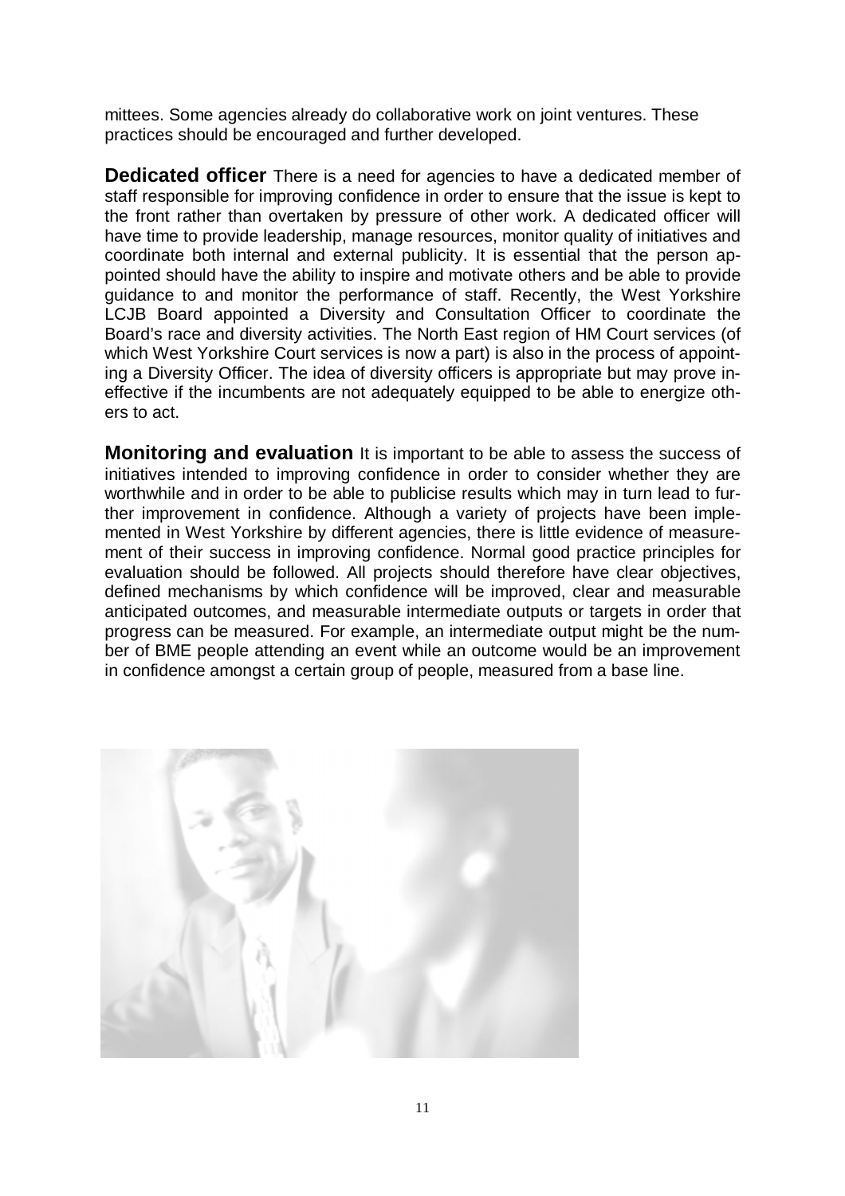mittees. Some agencies already do collaborative work on joint ventures. These practices should be encouraged and further developed.

**Dedicated officer** There is a need for agencies to have a dedicated member of staff responsible for improving confidence in order to ensure that the issue is kept to the front rather than overtaken by pressure of other work. A dedicated officer will have time to provide leadership, manage resources, monitor quality of initiatives and coordinate both internal and external publicity. It is essential that the person appointed should have the ability to inspire and motivate others and be able to provide guidance to and monitor the performance of staff. Recently, the West Yorkshire LCJB Board appointed a Diversity and Consultation Officer to coordinate the Board's race and diversity activities. The North East region of HM Court services (of which West Yorkshire Court services is now a part) is also in the process of appointing a Diversity Officer. The idea of diversity officers is appropriate but may prove ineffective if the incumbents are not adequately equipped to be able to energize others to act.

**Monitoring and evaluation** It is important to be able to assess the success of initiatives intended to improving confidence in order to consider whether they are worthwhile and in order to be able to publicise results which may in turn lead to further improvement in confidence. Although a variety of projects have been implemented in West Yorkshire by different agencies, there is little evidence of measurement of their success in improving confidence. Normal good practice principles for evaluation should be followed. All projects should therefore have clear objectives, defined mechanisms by which confidence will be improved, clear and measurable anticipated outcomes, and measurable intermediate outputs or targets in order that progress can be measured. For example, an intermediate output might be the number of BME people attending an event while an outcome would be an improvement in confidence amongst a certain group of people, measured from a base line.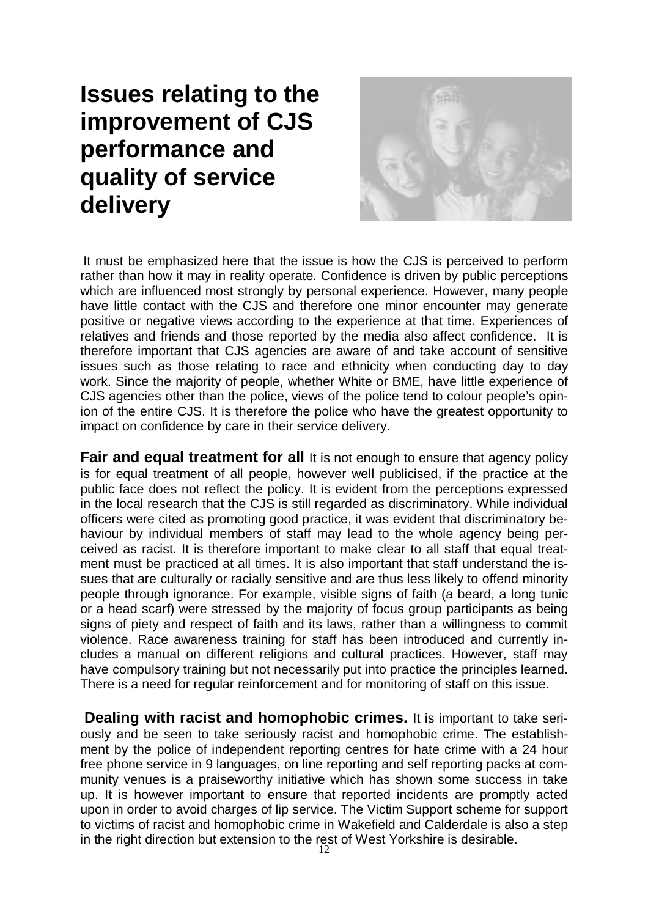# Issues relating to the improvement of CJS performance and quality of service delivery

It must be emphasized here that the issue is how the CJS is perceived to perform rather than how it may in reality operate. Confidence is driven by public perceptions which are influenced most strongly by personal experience. However, many people have little contact with the CJS and therefore one minor encounter may generate positive or negative views according to the experience at that time. Experiences of relatives and friends and those reported by the media also affect confidence. It is therefore important that CJS agencies are aware of and take account of sensitive issues such as those relating to race and ethnicity when conducting day to day work. Since the majority of people, whether White or BME, have little experience of CJS agencies other than the police, views of the police tend to colour people's opinion of the entire CJS. It is therefore the police who have the greatest opportunity to impact on confidence by care in their service delivery.

**Fair and equal treatment for all** It is not enough to ensure that agency policy is for equal treatment of all people, however well publicised, if the practice at the public face does not reflect the policy. It is evident from the perceptions expressed in the local research that the CJS is still regarded as discriminatory. While individual officers were cited as promoting good practice, it was evident that discriminatory behaviour by individual members of staff may lead to the whole agency being perceived as racist. It is therefore important to make clear to all staff that equal treatment must be practiced at all times. It is also important that staff understand the issues that are culturally or racially sensitive and are thus less likely to offend minority people through ignorance. For example, visible signs of faith (a beard, a long tunic or a head scarf) were stressed by the majority of focus group participants as being signs of piety and respect of faith and its laws, rather than a willingness to commit violence. Race awareness training for staff has been introduced and currently includes a manual on different religions and cultural practices. However, staff may have compulsory training but not necessarily put into practice the principles learned. There is a need for regular reinforcement and for monitoring of staff on this issue.

**Dealing with racist and homophobic crimes.** It is important to take seriously and be seen to take seriously racist and homophobic crime. The establishment by the police of independent reporting centres for hate crime with a 24 hour free phone service in 9 languages, on line reporting and self reporting packs at community venues is a praiseworthy initiative which has shown some success in take up. It is however important to ensure that reported incidents are promptly acted upon in order to avoid charges of lip service. The Victim Support scheme for support to victims of racist and homophobic crime in Wakefield and Calderdale is also a step in the right direction but extension to the rest of West Yorkshire is desirable.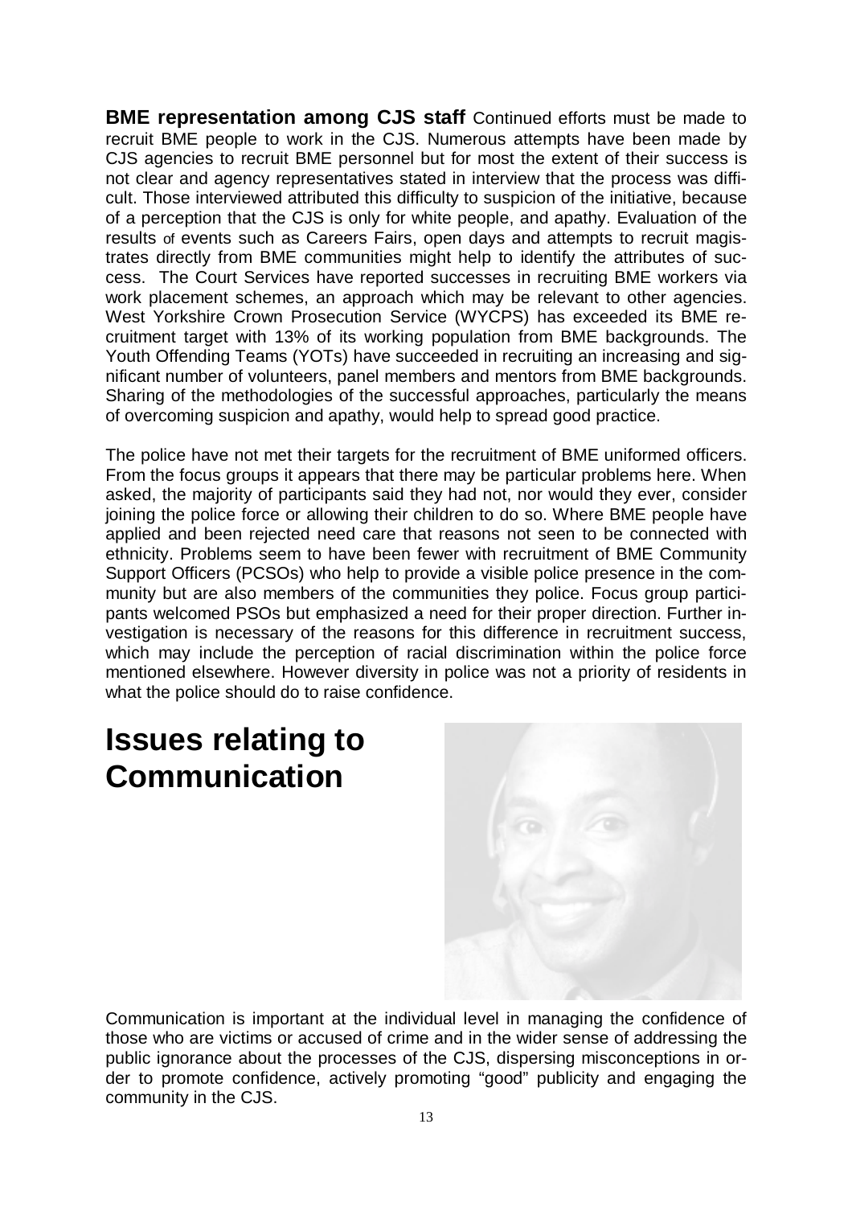**BME representation among CJS staff** Continued efforts must be made to recruit BME people to work in the CJS. Numerous attempts have been made by CJS agencies to recruit BME personnel but for most the extent of their success is not clear and agency representatives stated in interview that the process was difficult. Those interviewed attributed this difficulty to suspicion of the initiative, because of a perception that the CJS is only for white people, and apathy. Evaluation of the results of events such as Careers Fairs, open days and attempts to recruit magistrates directly from BME communities might help to identify the attributes of success. The Court Services have reported successes in recruiting BME workers via work placement schemes, an approach which may be relevant to other agencies. West Yorkshire Crown Prosecution Service (WYCPS) has exceeded its BME recruitment target with 13% of its working population from BME backgrounds. The Youth Offending Teams (YOTs) have succeeded in recruiting an increasing and significant number of volunteers, panel members and mentors from BME backgrounds. Sharing of the methodologies of the successful approaches, particularly the means of overcoming suspicion and apathy, would help to spread good practice.

The police have not met their targets for the recruitment of BME uniformed officers. From the focus groups it appears that there may be particular problems here. When asked, the majority of participants said they had not, nor would they ever, consider joining the police force or allowing their children to do so. Where BME people have applied and been rejected need care that reasons not seen to be connected with ethnicity. Problems seem to have been fewer with recruitment of BME Community Support Officers (PCSOs) who help to provide a visible police presence in the community but are also members of the communities they police. Focus group participants welcomed PSOs but emphasized a need for their proper direction. Further investigation is necessary of the reasons for this difference in recruitment success, which may include the perception of racial discrimination within the police force mentioned elsewhere. However diversity in police was not a priority of residents in what the police should do to raise confidence.

# Issues relating to Communication

Communication is important at the individual level in managing the confidence of those who are victims or accused of crime and in the wider sense of addressing the public ignorance about the processes of the CJS, dispersing misconceptions in order to promote confidence, actively promoting “good” publicity and engaging the community in the CJS.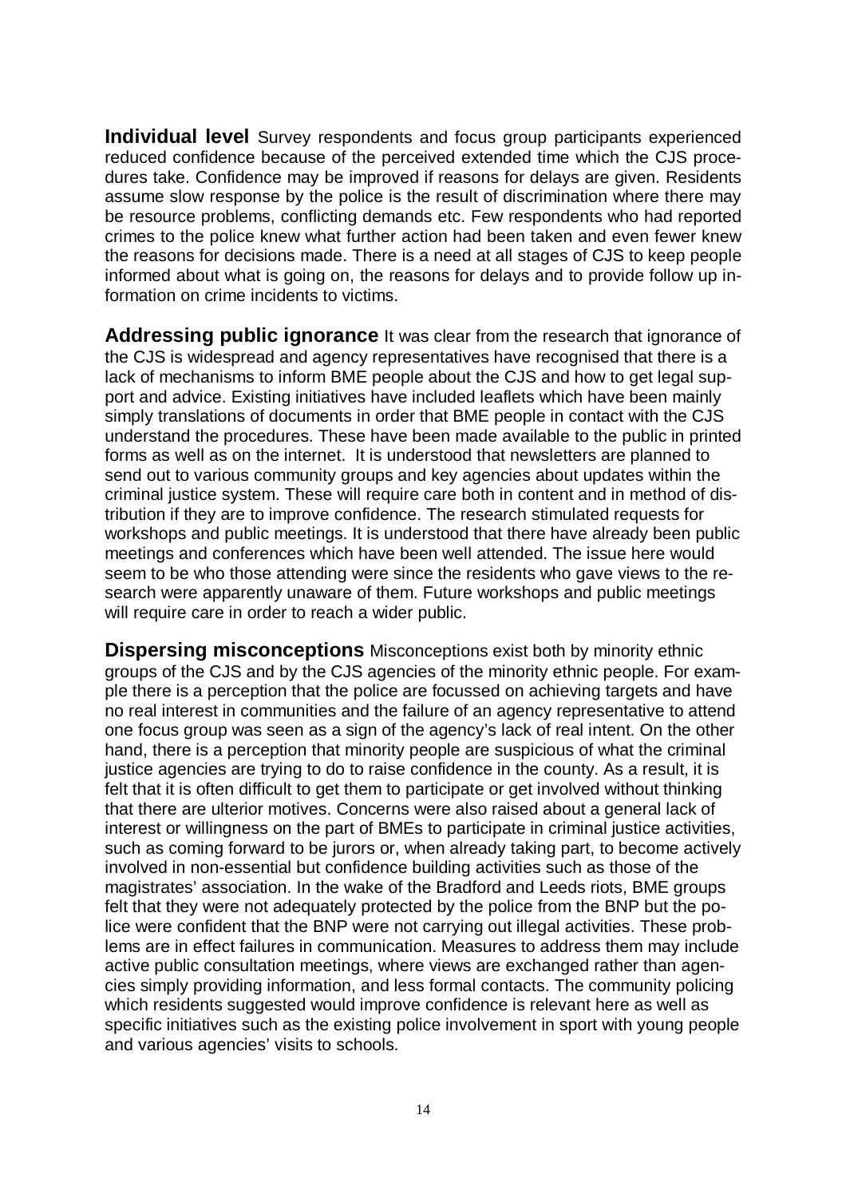**Individual level** Survey respondents and focus group participants experienced reduced confidence because of the perceived extended time which the CJS procedures take. Confidence may be improved if reasons for delays are given. Residents assume slow response by the police is the result of discrimination where there may be resource problems, conflicting demands etc. Few respondents who had reported crimes to the police knew what further action had been taken and even fewer knew the reasons for decisions made. There is a need at all stages of CJS to keep people informed about what is going on, the reasons for delays and to provide follow up information on crime incidents to victims.

**Addressing public ignorance** It was clear from the research that ignorance of the CJS is widespread and agency representatives have recognised that there is a lack of mechanisms to inform BME people about the CJS and how to get legal support and advice. Existing initiatives have included leaflets which have been mainly simply translations of documents in order that BME people in contact with the CJS understand the procedures. These have been made available to the public in printed forms as well as on the internet. It is understood that newsletters are planned to send out to various community groups and key agencies about updates within the criminal justice system. These will require care both in content and in method of distribution if they are to improve confidence. The research stimulated requests for workshops and public meetings. It is understood that there have already been public meetings and conferences which have been well attended. The issue here would seem to be who those attending were since the residents who gave views to the research were apparently unaware of them. Future workshops and public meetings will require care in order to reach a wider public.

**Dispersing misconceptions** Misconceptions exist both by minority ethnic groups of the CJS and by the CJS agencies of the minority ethnic people. For example there is a perception that the police are focussed on achieving targets and have no real interest in communities and the failure of an agency representative to attend one focus group was seen as a sign of the agency's lack of real intent. On the other hand, there is a perception that minority people are suspicious of what the criminal justice agencies are trying to do to raise confidence in the county. As a result, it is felt that it is often difficult to get them to participate or get involved without thinking that there are ulterior motives. Concerns were also raised about a general lack of interest or willingness on the part of BMEs to participate in criminal justice activities, such as coming forward to be jurors or, when already taking part, to become actively involved in non-essential but confidence building activities such as those of the magistrates' association. In the wake of the Bradford and Leeds riots, BME groups felt that they were not adequately protected by the police from the BNP but the police were confident that the BNP were not carrying out illegal activities. These problems are in effect failures in communication. Measures to address them may include active public consultation meetings, where views are exchanged rather than agencies simply providing information, and less formal contacts. The community policing which residents suggested would improve confidence is relevant here as well as specific initiatives such as the existing police involvement in sport with young people and various agencies' visits to schools.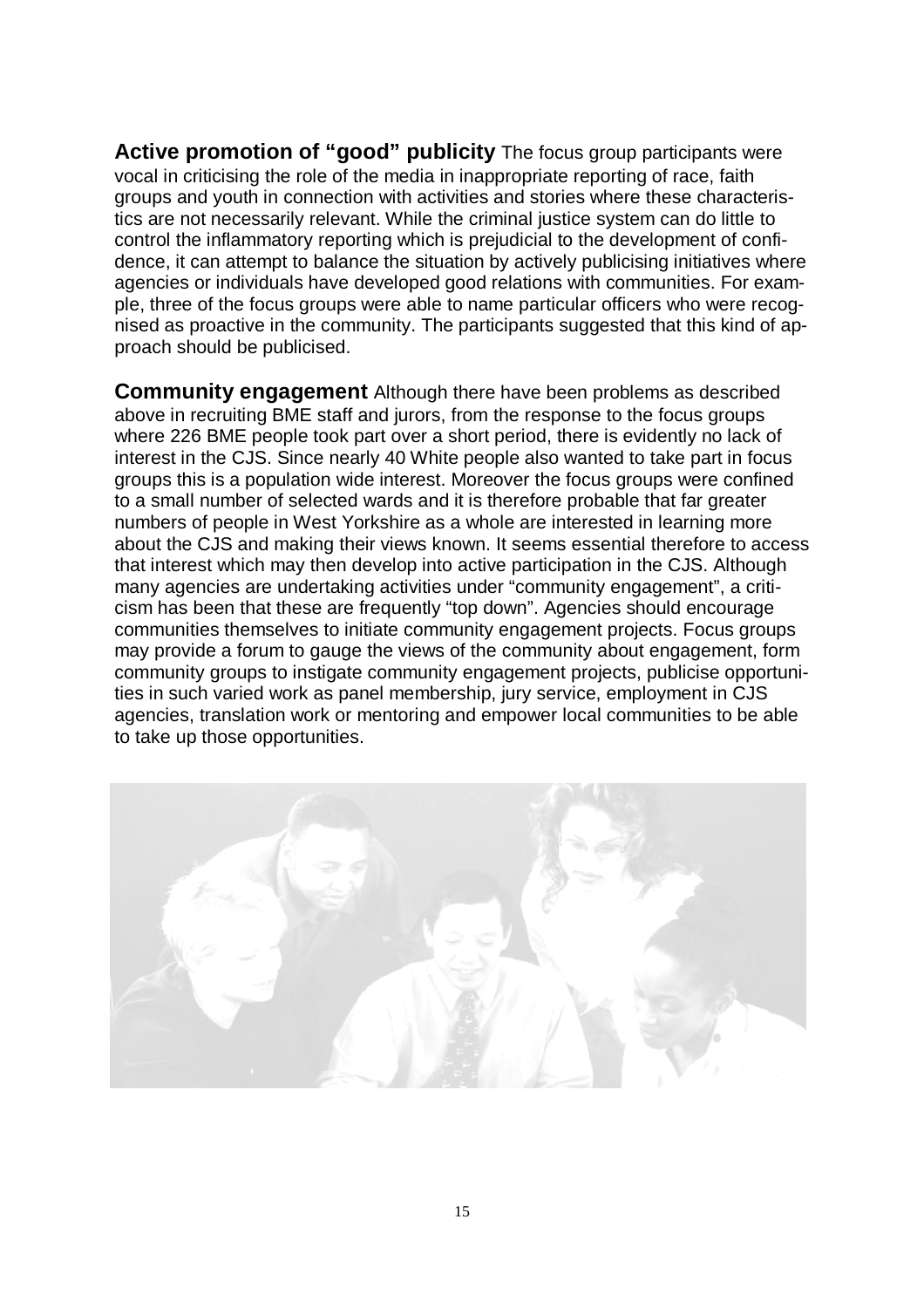**Active promotion of "good" publicity** The focus group participants were vocal in criticising the role of the media in inappropriate reporting of race, faith groups and youth in connection with activities and stories where these characteristics are not necessarily relevant. While the criminal justice system can do little to control the inflammatory reporting which is prejudicial to the development of confidence, it can attempt to balance the situation by actively publicising initiatives where agencies or individuals have developed good relations with communities. For example, three of the focus groups were able to name particular officers who were recognised as proactive in the community. The participants suggested that this kind of approach should be publicised.

**Community engagement** Although there have been problems as described above in recruiting BME staff and jurors, from the response to the focus groups where 226 BME people took part over a short period, there is evidently no lack of interest in the CJS. Since nearly 40 White people also wanted to take part in focus groups this is a population wide interest. Moreover the focus groups were confined to a small number of selected wards and it is therefore probable that far greater numbers of people in West Yorkshire as a whole are interested in learning more about the CJS and making their views known. It seems essential therefore to access that interest which may then develop into active participation in the CJS. Although many agencies are undertaking activities under "community engagement", a criticism has been that these are frequently "top down". Agencies should encourage communities themselves to initiate community engagement projects. Focus groups may provide a forum to gauge the views of the community about engagement, form community groups to instigate community engagement projects, publicise opportunities in such varied work as panel membership, jury service, employment in CJS agencies, translation work or mentoring and empower local communities to be able to take up those opportunities.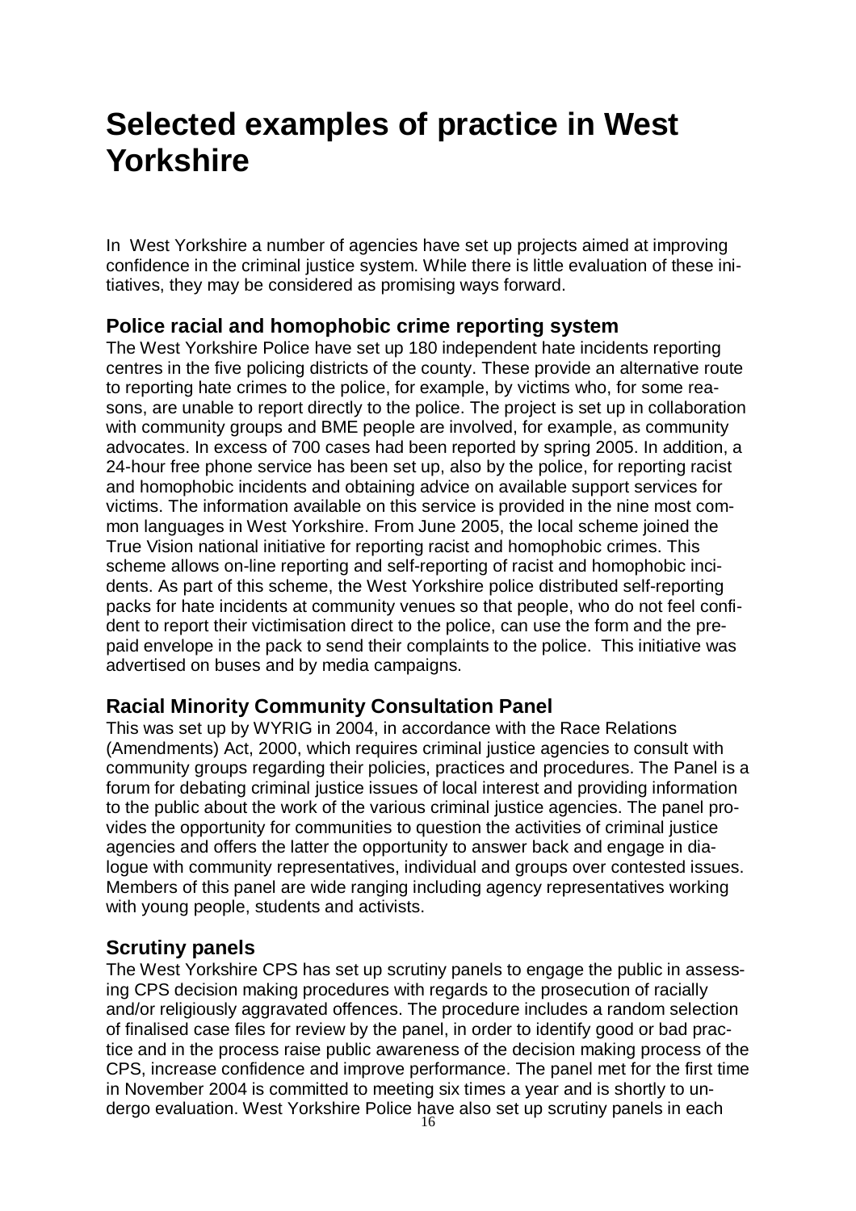# Selected examples of practice in West Yorkshire

In West Yorkshire a number of agencies have set up projects aimed at improving confidence in the criminal justice system. While there is little evaluation of these initiatives, they may be considered as promising ways forward.

## Police racial and homophobic crime reporting system

The West Yorkshire Police have set up 180 independent hate incidents reporting centres in the five policing districts of the county. These provide an alternative route to reporting hate crimes to the police, for example, by victims who, for some reasons, are unable to report directly to the police. The project is set up in collaboration with community groups and BME people are involved, for example, as community advocates. In excess of 700 cases had been reported by spring 2005. In addition, a 24-hour free phone service has been set up, also by the police, for reporting racist and homophobic incidents and obtaining advice on available support services for victims. The information available on this service is provided in the nine most common languages in West Yorkshire. From June 2005, the local scheme joined the True Vision national initiative for reporting racist and homophobic crimes. This scheme allows on-line reporting and self-reporting of racist and homophobic incidents. As part of this scheme, the West Yorkshire police distributed self-reporting packs for hate incidents at community venues so that people, who do not feel confident to report their victimisation direct to the police, can use the form and the prepaid envelope in the pack to send their complaints to the police. This initiative was advertised on buses and by media campaigns.

## Racial Minority Community Consultation Panel

This was set up by WYRIG in 2004, in accordance with the Race Relations (Amendments) Act, 2000, which requires criminal justice agencies to consult with community groups regarding their policies, practices and procedures. The Panel is a forum for debating criminal justice issues of local interest and providing information to the public about the work of the various criminal justice agencies. The panel provides the opportunity for communities to question the activities of criminal justice agencies and offers the latter the opportunity to answer back and engage in dialogue with community representatives, individual and groups over contested issues. Members of this panel are wide ranging including agency representatives working with young people, students and activists.

## Scrutiny panels

The West Yorkshire CPS has set up scrutiny panels to engage the public in assessing CPS decision making procedures with regards to the prosecution of racially and/or religiously aggravated offences. The procedure includes a random selection of finalised case files for review by the panel, in order to identify good or bad practice and in the process raise public awareness of the decision making process of the CPS, increase confidence and improve performance. The panel met for the first time in November 2004 is committed to meeting six times a year and is shortly to undergo evaluation. West Yorkshire Police have also set up scrutiny panels in each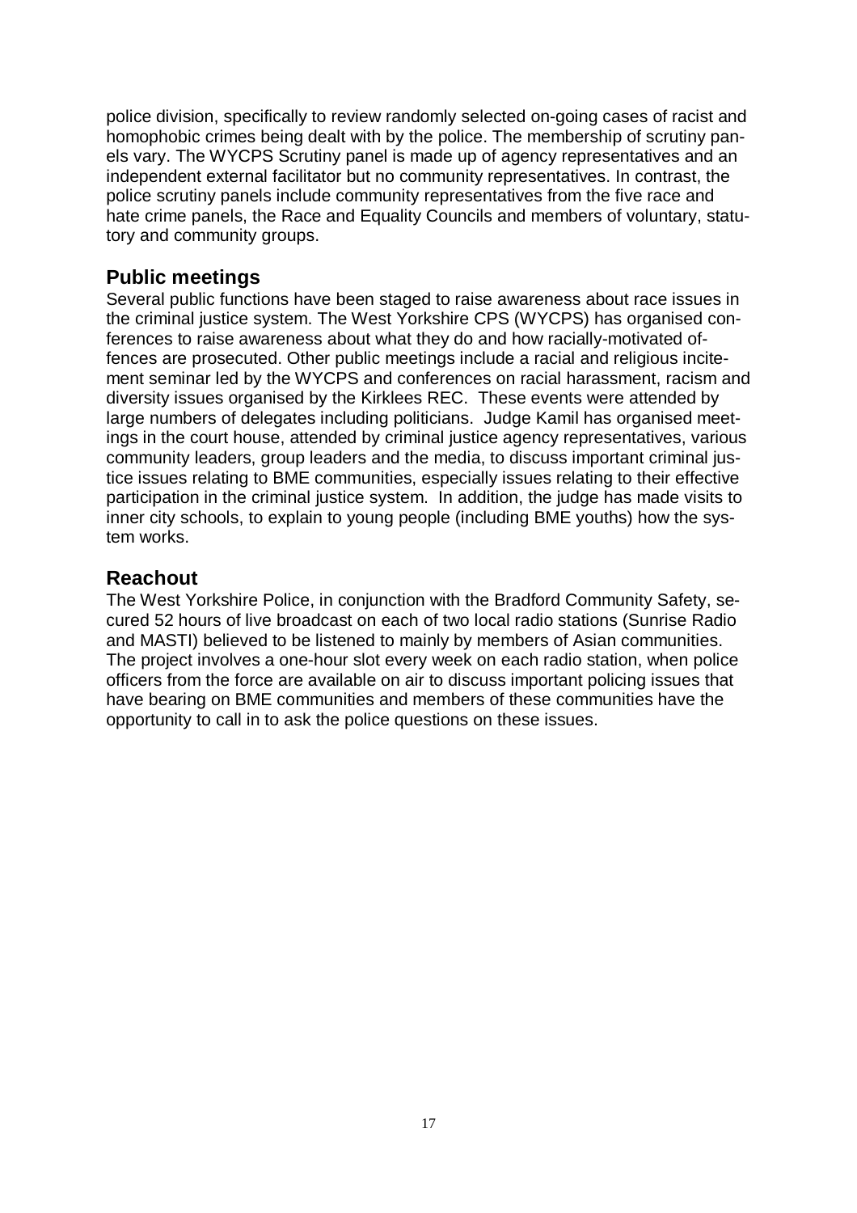police division, specifically to review randomly selected on-going cases of racist and homophobic crimes being dealt with by the police. The membership of scrutiny panels vary. The WYCPS Scrutiny panel is made up of agency representatives and an independent external facilitator but no community representatives. In contrast, the police scrutiny panels include community representatives from the five race and hate crime panels, the Race and Equality Councils and members of voluntary, statutory and community groups.

## Public meetings

Several public functions have been staged to raise awareness about race issues in the criminal justice system. The West Yorkshire CPS (WYCPS) has organised conferences to raise awareness about what they do and how racially-motivated offences are prosecuted. Other public meetings include a racial and religious incitement seminar led by the WYCPS and conferences on racial harassment, racism and diversity issues organised by the Kirklees REC. These events were attended by large numbers of delegates including politicians. Judge Kamil has organised meetings in the court house, attended by criminal justice agency representatives, various community leaders, group leaders and the media, to discuss important criminal justice issues relating to BME communities, especially issues relating to their effective participation in the criminal justice system. In addition, the judge has made visits to inner city schools, to explain to young people (including BME youths) how the system works.

## Reachout

The West Yorkshire Police, in conjunction with the Bradford Community Safety, secured 52 hours of live broadcast on each of two local radio stations (Sunrise Radio and MASTI) believed to be listened to mainly by members of Asian communities. The project involves a one-hour slot every week on each radio station, when police officers from the force are available on air to discuss important policing issues that have bearing on BME communities and members of these communities have the opportunity to call in to ask the police questions on these issues.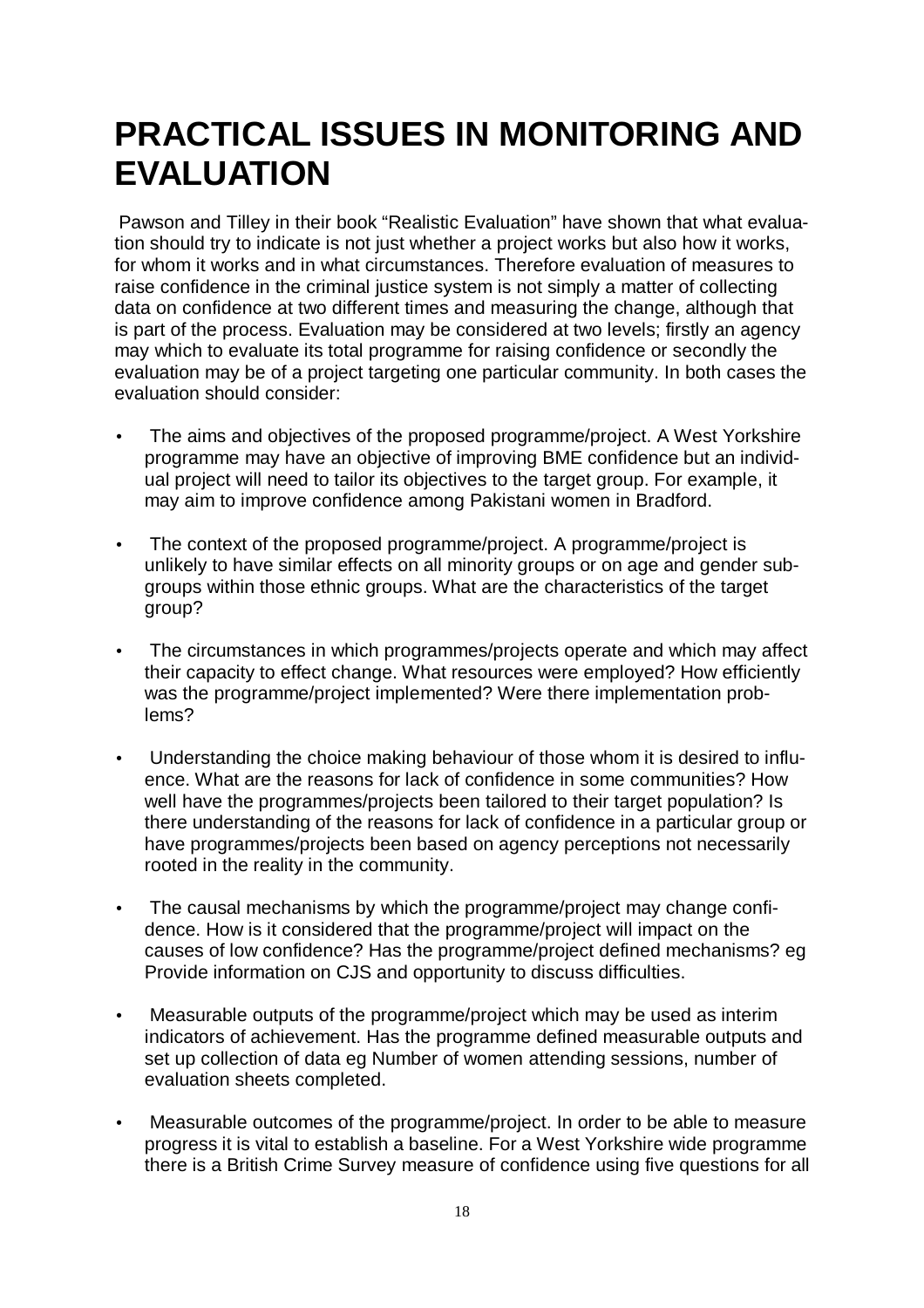# PRACTICAL ISSUES IN MONITORING AND EVALUATION

Pawson and Tilley in their book "Realistic Evaluation" have shown that what evaluation should try to indicate is not just whether a project works but also how it works, for whom it works and in what circumstances. Therefore evaluation of measures to raise confidence in the criminal justice system is not simply a matter of collecting data on confidence at two different times and measuring the change, although that is part of the process. Evaluation may be considered at two levels; firstly an agency may which to evaluate its total programme for raising confidence or secondly the evaluation may be of a project targeting one particular community. In both cases the evaluation should consider:

- The aims and objectives of the proposed programme/project. A West Yorkshire programme may have an objective of improving BME confidence but an individual project will need to tailor its objectives to the target group. For example, it may aim to improve confidence among Pakistani women in Bradford.

- The context of the proposed programme/project. A programme/project is unlikely to have similar effects on all minority groups or on age and gender subgroups within those ethnic groups. What are the characteristics of the target group?

- The circumstances in which programmes/projects operate and which may affect their capacity to effect change. What resources were employed? How efficiently was the programme/project implemented? Were there implementation problems?

- Understanding the choice making behaviour of those whom it is desired to influence. What are the reasons for lack of confidence in some communities? How well have the programmes/projects been tailored to their target population? Is there understanding of the reasons for lack of confidence in a particular group or have programmes/projects been based on agency perceptions not necessarily rooted in the reality in the community.

- The causal mechanisms by which the programme/project may change confidence. How is it considered that the programme/project will impact on the causes of low confidence? Has the programme/project defined mechanisms? eg Provide information on CJS and opportunity to discuss difficulties.

- Measurable outputs of the programme/project which may be used as interim indicators of achievement. Has the programme defined measurable outputs and set up collection of data eg Number of women attending sessions, number of evaluation sheets completed.

- Measurable outcomes of the programme/project. In order to be able to measure progress it is vital to establish a baseline. For a West Yorkshire wide programme there is a British Crime Survey measure of confidence using five questions for all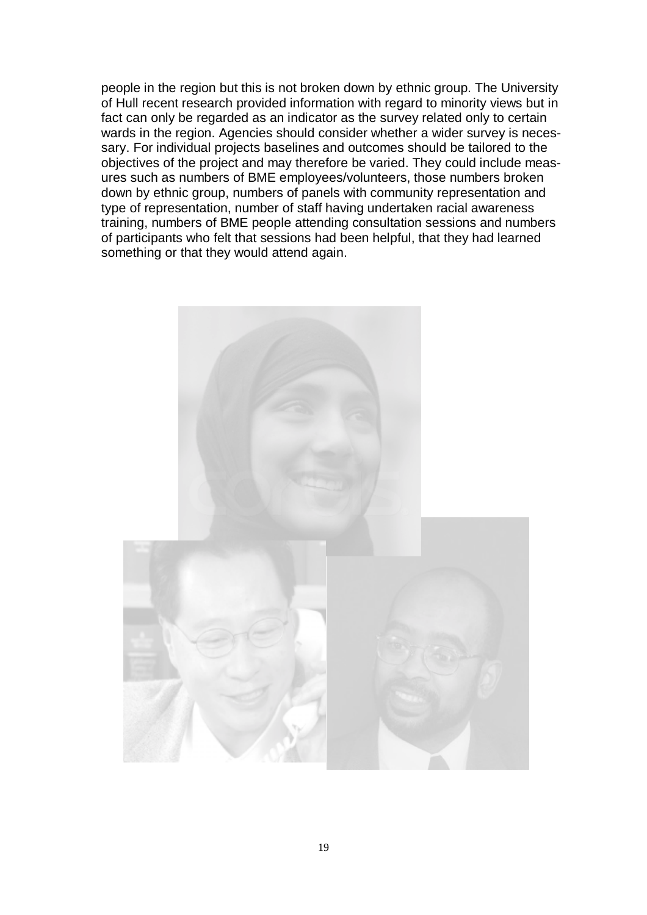people in the region but this is not broken down by ethnic group. The University of Hull recent research provided information with regard to minority views but in fact can only be regarded as an indicator as the survey related only to certain wards in the region. Agencies should consider whether a wider survey is necessary. For individual projects baselines and outcomes should be tailored to the objectives of the project and may therefore be varied. They could include measures such as numbers of BME employees/volunteers, those numbers broken down by ethnic group, numbers of panels with community representation and type of representation, number of staff having undertaken racial awareness training, numbers of BME people attending consultation sessions and numbers of participants who felt that sessions had been helpful, that they had learned something or that they would attend again.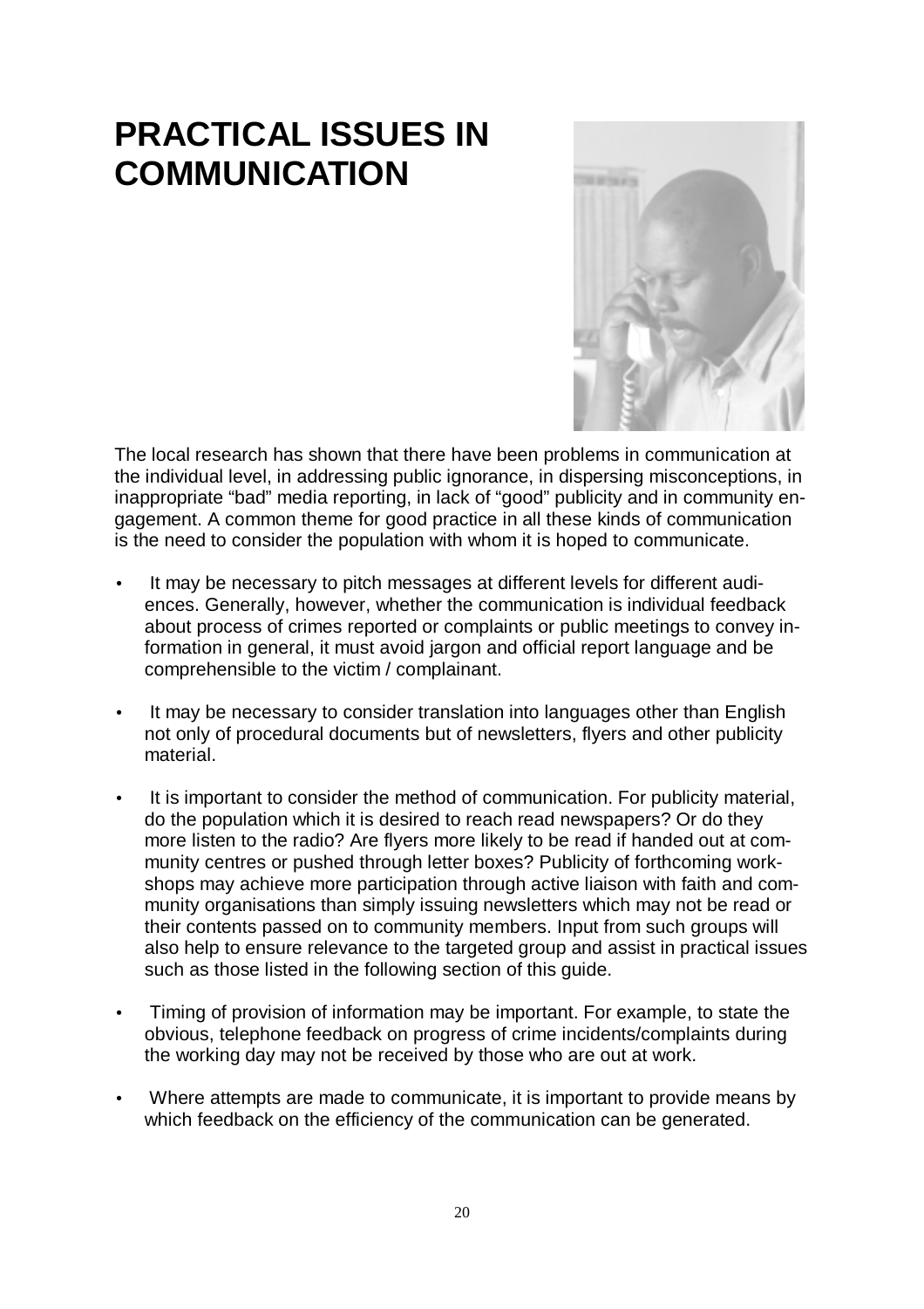# PRACTICAL ISSUES IN COMMUNICATION

The local research has shown that there have been problems in communication at the individual level, in addressing public ignorance, in dispersing misconceptions, in inappropriate "bad" media reporting, in lack of "good" publicity and in community engagement. A common theme for good practice in all these kinds of communication is the need to consider the population with whom it is hoped to communicate.

- It may be necessary to pitch messages at different levels for different audiences. Generally, however, whether the communication is individual feedback about process of crimes reported or complaints or public meetings to convey information in general, it must avoid jargon and official report language and be comprehensible to the victim / complainant.

- It may be necessary to consider translation into languages other than English not only of procedural documents but of newsletters, flyers and other publicity material.

- It is important to consider the method of communication. For publicity material, do the population which it is desired to reach read newspapers? Or do they more listen to the radio? Are flyers more likely to be read if handed out at community centres or pushed through letter boxes? Publicity of forthcoming workshops may achieve more participation through active liaison with faith and community organisations than simply issuing newsletters which may not be read or their contents passed on to community members. Input from such groups will also help to ensure relevance to the targeted group and assist in practical issues such as those listed in the following section of this guide.

- Timing of provision of information may be important. For example, to state the obvious, telephone feedback on progress of crime incidents/complaints during the working day may not be received by those who are out at work.

- Where attempts are made to communicate, it is important to provide means by which feedback on the efficiency of the communication can be generated.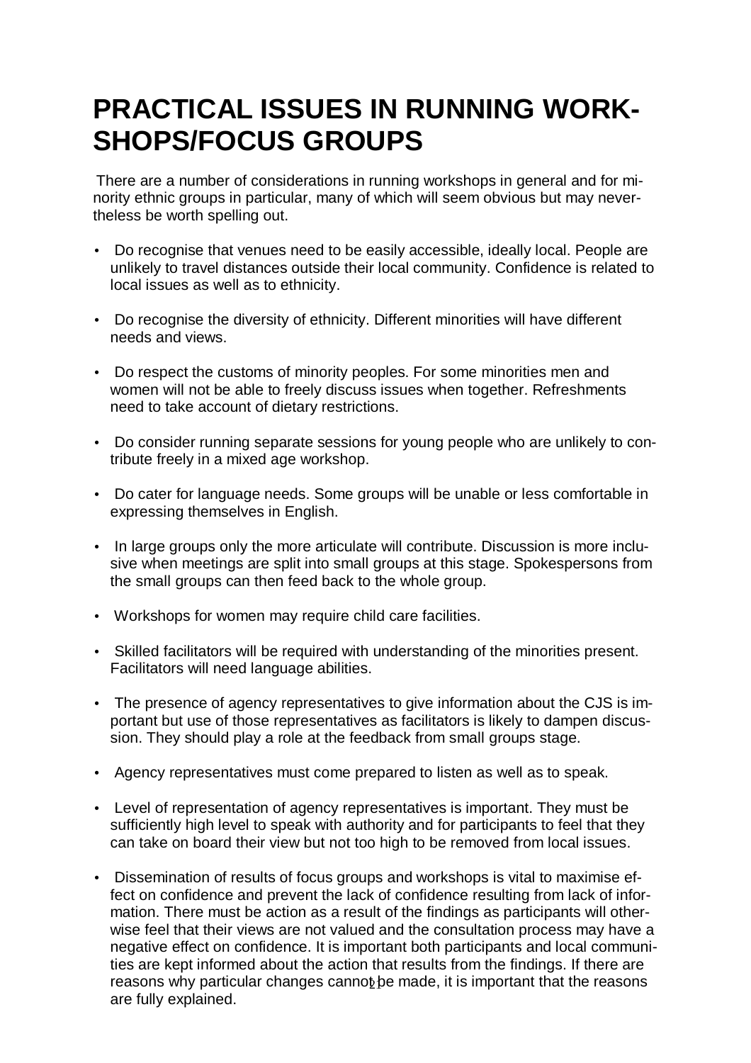# PRACTICAL ISSUES IN RUNNING WORKSHOPS/FOCUS GROUPS

There are a number of considerations in running workshops in general and for minority ethnic groups in particular, many of which will seem obvious but may nevertheless be worth spelling out.

- Do recognise that venues need to be easily accessible, ideally local. People are unlikely to travel distances outside their local community. Confidence is related to local issues as well as to ethnicity.
- Do recognise the diversity of ethnicity. Different minorities will have different needs and views.
- Do respect the customs of minority peoples. For some minorities men and women will not be able to freely discuss issues when together. Refreshments need to take account of dietary restrictions.
- Do consider running separate sessions for young people who are unlikely to contribute freely in a mixed age workshop.
- Do cater for language needs. Some groups will be unable or less comfortable in expressing themselves in English.
- In large groups only the more articulate will contribute. Discussion is more inclusive when meetings are split into small groups at this stage. Spokespersons from the small groups can then feed back to the whole group.
- Workshops for women may require child care facilities.
- Skilled facilitators will be required with understanding of the minorities present. Facilitators will need language abilities.
- The presence of agency representatives to give information about the CJS is important but use of those representatives as facilitators is likely to dampen discussion. They should play a role at the feedback from small groups stage.
- Agency representatives must come prepared to listen as well as to speak.
- Level of representation of agency representatives is important. They must be sufficiently high level to speak with authority and for participants to feel that they can take on board their view but not too high to be removed from local issues.
- Dissemination of results of focus groups and workshops is vital to maximise effect on confidence and prevent the lack of confidence resulting from lack of information. There must be action as a result of the findings as participants will otherwise feel that their views are not valued and the consultation process may have a negative effect on confidence. It is important both participants and local communities are kept informed about the action that results from the findings. If there are reasons why particular changes cannot be made, it is important that the reasons are fully explained.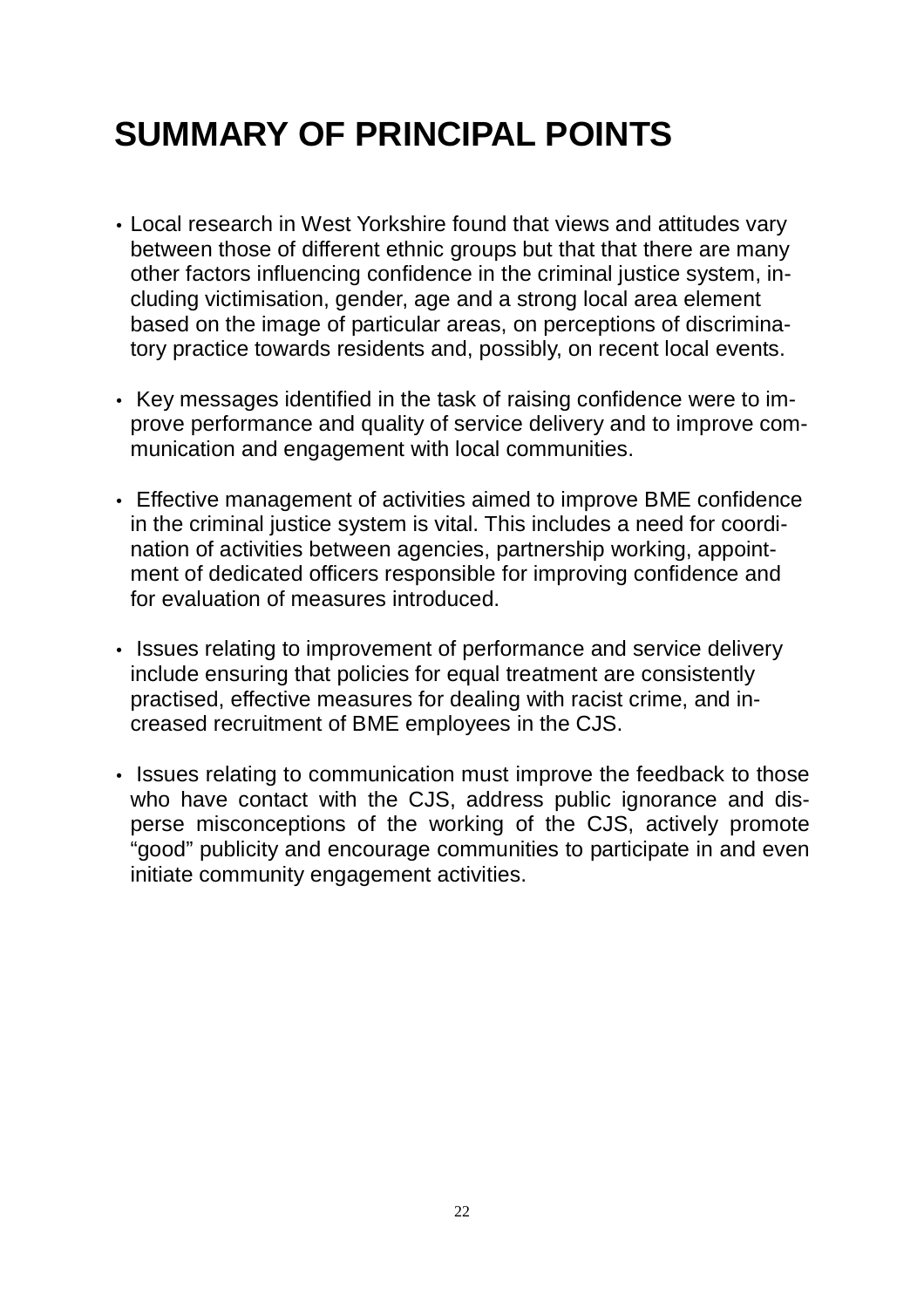# SUMMARY OF PRINCIPAL POINTS

- Local research in West Yorkshire found that views and attitudes vary between those of different ethnic groups but that that there are many other factors influencing confidence in the criminal justice system, including victimisation, gender, age and a strong local area element based on the image of particular areas, on perceptions of discriminatory practice towards residents and, possibly, on recent local events.

- Key messages identified in the task of raising confidence were to improve performance and quality of service delivery and to improve communication and engagement with local communities.

- Effective management of activities aimed to improve BME confidence in the criminal justice system is vital. This includes a need for coordination of activities between agencies, partnership working, appointment of dedicated officers responsible for improving confidence and for evaluation of measures introduced.

- Issues relating to improvement of performance and service delivery include ensuring that policies for equal treatment are consistently practised, effective measures for dealing with racist crime, and increased recruitment of BME employees in the CJS.

- Issues relating to communication must improve the feedback to those who have contact with the CJS, address public ignorance and disperse misconceptions of the working of the CJS, actively promote "good" publicity and encourage communities to participate in and even initiate community engagement activities.